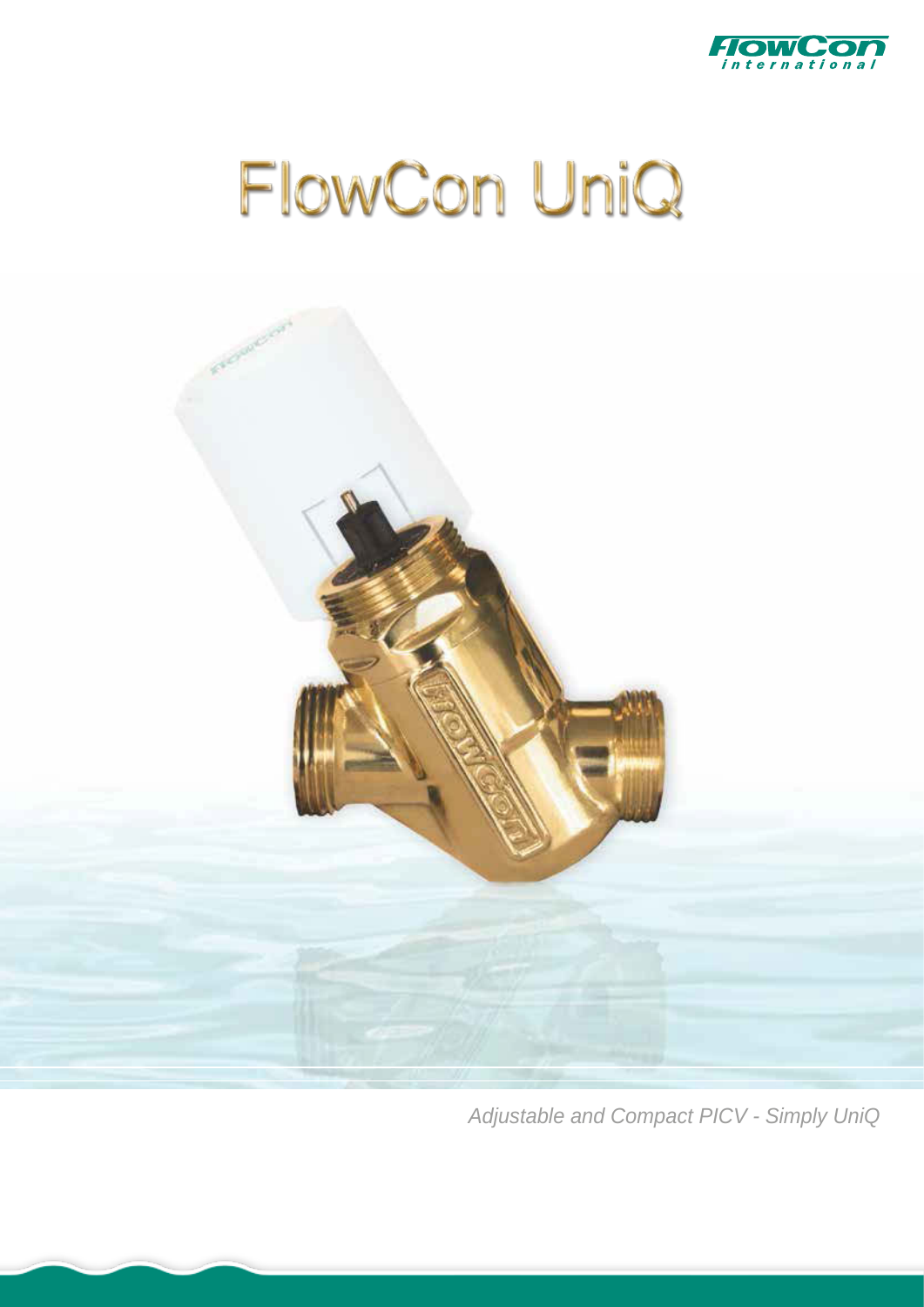# FlowCon UniQ

*Adjustable and Compact PICV - Simply UniQ*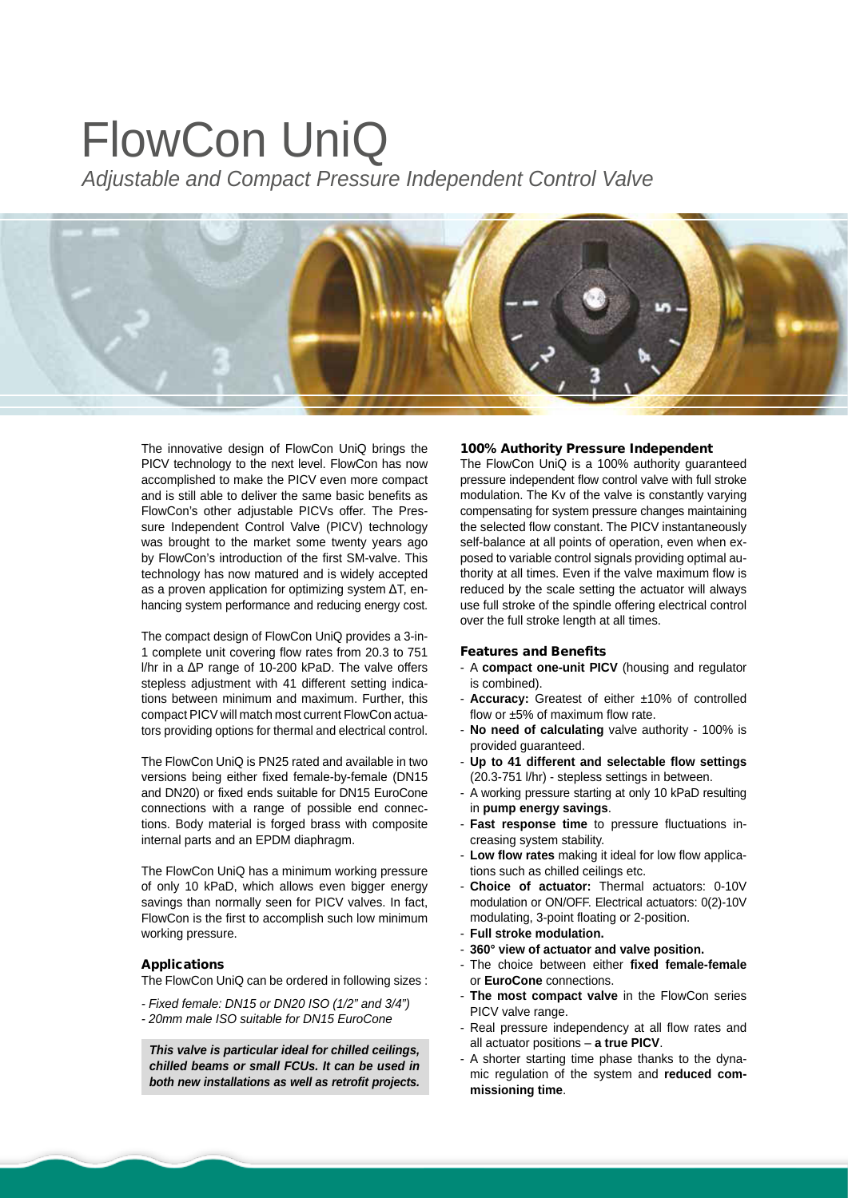# FlowCon UniQ

*Adjustable and Compact Pressure Independent Control Valve*

The innovative design of FlowCon UniQ brings the PICV technology to the next level. FlowCon has now accomplished to make the PICV even more compact and is still able to deliver the same basic benefits as FlowCon's other adjustable PICVs offer. The Pressure Independent Control Valve (PICV) technology was brought to the market some twenty years ago by FlowCon's introduction of the first SM-valve. This technology has now matured and is widely accepted as a proven application for optimizing system ΔT, enhancing system performance and reducing energy cost.

The compact design of FlowCon UniQ provides a 3-in-1 complete unit covering flow rates from 20.3 to 751 l/hr in a ΔP range of 10-200 kPaD. The valve offers stepless adjustment with 41 different setting indications between minimum and maximum. Further, this compact PICV will match most current FlowCon actuators providing options for thermal and electrical control.

The FlowCon UniQ is PN25 rated and available in two versions being either fixed female-by-female (DN15 and DN20) or fixed ends suitable for DN15 EuroCone connections with a range of possible end connections. Body material is forged brass with composite internal parts and an EPDM diaphragm.

The FlowCon UniQ has a minimum working pressure of only 10 kPaD, which allows even bigger energy savings than normally seen for PICV valves. In fact, FlowCon is the first to accomplish such low minimum working pressure.

### Applications

The FlowCon UniQ can be ordered in following sizes :

- *Fixed female: DN15 or DN20 ISO (1/2" and 3/4")*
- *20mm male ISO suitable for DN15 EuroCone*

***This valve is particular ideal for chilled ceilings, chilled beams or small FCUs. It can be used in both new installations as well as retrofit projects.***

### 100% Authority Pressure Independent

The FlowCon UniQ is a 100% authority guaranteed pressure independent flow control valve with full stroke modulation. The Kv of the valve is constantly varying compensating for system pressure changes maintaining the selected flow constant. The PICV instantaneously self-balance at all points of operation, even when exposed to variable control signals providing optimal authority at all times. Even if the valve maximum flow is reduced by the scale setting the actuator will always use full stroke of the spindle offering electrical control over the full stroke length at all times.

### Features and Benefits

- A **compact one-unit PICV** (housing and regulator is combined).
- **Accuracy:** Greatest of either ±10% of controlled flow or ±5% of maximum flow rate.
- **No need of calculating** valve authority - 100% is provided guaranteed.
- **Up to 41 different and selectable flow settings** (20.3-751 l/hr) - stepless settings in between.
- A working pressure starting at only 10 kPaD resulting in **pump energy savings**.
- **Fast response time** to pressure fluctuations increasing system stability.
- **Low flow rates** making it ideal for low flow applications such as chilled ceilings etc.
- **Choice of actuator:** Thermal actuators: 0-10V modulation or ON/OFF. Electrical actuators: 0(2)-10V modulating, 3-point floating or 2-position.
- **Full stroke modulation.**
- **360° view of actuator and valve position.**
- The choice between either **fixed female-female** or **EuroCone** connections.
- **The most compact valve** in the FlowCon series PICV valve range.
- Real pressure independency at all flow rates and all actuator positions – **a true PICV**.
- A shorter starting time phase thanks to the dynamic regulation of the system and **reduced commissioning time**.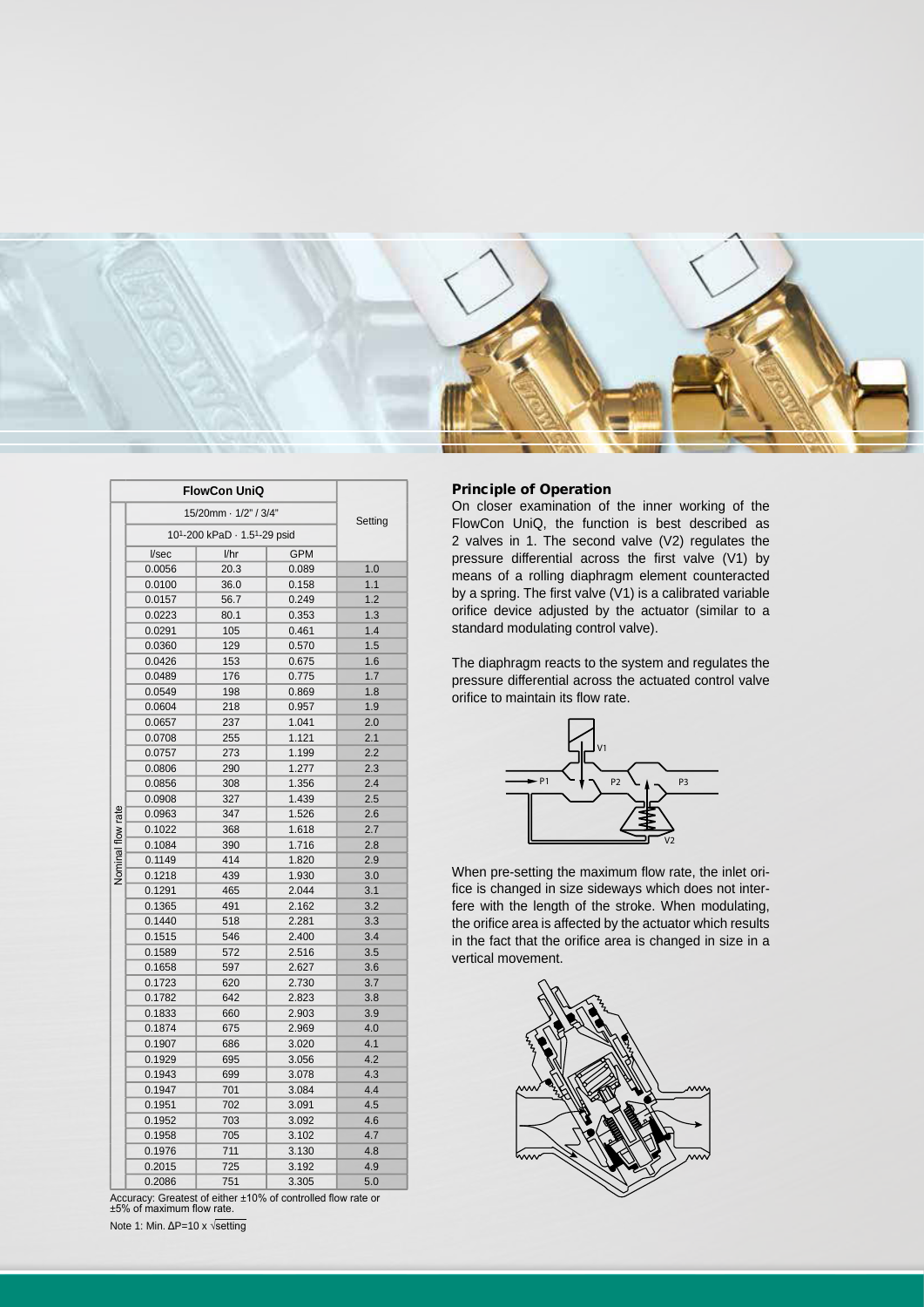| Nominal flow rate | FlowCon UniQ | | | Setting |
|---|---|---|---|---|
| | 15/20mm · 1/2" / 3/4" | | | |
| | 10[1]-200 kPaD · 1.5[1]-29 psid | | | |
| | l/sec | l/hr | GPM | |
| | 0.0056 | 20.3 | 0.089 | 1.0 |
| | 0.0100 | 36.0 | 0.158 | 1.1 |
| | 0.0157 | 56.7 | 0.249 | 1.2 |
| | 0.0223 | 80.1 | 0.353 | 1.3 |
| | 0.0291 | 105 | 0.461 | 1.4 |
| | 0.0360 | 129 | 0.570 | 1.5 |
| | 0.0426 | 153 | 0.675 | 1.6 |
| | 0.0489 | 176 | 0.775 | 1.7 |
| | 0.0549 | 198 | 0.869 | 1.8 |
| | 0.0604 | 218 | 0.957 | 1.9 |
| | 0.0657 | 237 | 1.041 | 2.0 |
| | 0.0708 | 255 | 1.121 | 2.1 |
| | 0.0757 | 273 | 1.199 | 2.2 |
| | 0.0806 | 290 | 1.277 | 2.3 |
| | 0.0856 | 308 | 1.356 | 2.4 |
| | 0.0908 | 327 | 1.439 | 2.5 |
| | 0.0963 | 347 | 1.526 | 2.6 |
| | 0.1022 | 368 | 1.618 | 2.7 |
| | 0.1084 | 390 | 1.716 | 2.8 |
| | 0.1149 | 414 | 1.820 | 2.9 |
| | 0.1218 | 439 | 1.930 | 3.0 |
| | 0.1291 | 465 | 2.044 | 3.1 |
| | 0.1365 | 491 | 2.162 | 3.2 |
| | 0.1440 | 518 | 2.281 | 3.3 |
| | 0.1515 | 546 | 2.400 | 3.4 |
| | 0.1589 | 572 | 2.516 | 3.5 |
| | 0.1658 | 597 | 2.627 | 3.6 |
| | 0.1723 | 620 | 2.730 | 3.7 |
| | 0.1782 | 642 | 2.823 | 3.8 |
| | 0.1833 | 660 | 2.903 | 3.9 |
| | 0.1874 | 675 | 2.969 | 4.0 |
| | 0.1907 | 686 | 3.020 | 4.1 |
| | 0.1929 | 695 | 3.056 | 4.2 |
| | 0.1943 | 699 | 3.078 | 4.3 |
| | 0.1947 | 701 | 3.084 | 4.4 |
| | 0.1951 | 702 | 3.091 | 4.5 |
| | 0.1952 | 703 | 3.092 | 4.6 |
| | 0.1958 | 705 | 3.102 | 4.7 |
| | 0.1976 | 711 | 3.130 | 4.8 |
| | 0.2015 | 725 | 3.192 | 4.9 |
| | 0.2086 | 751 | 3.305 | 5.0 |

Accuracy: Greatest of either ±10% of controlled flow rate or ±5% of maximum flow rate.

Note 1: Min. $\Delta P = 10 \times \sqrt{\text{setting}}$

## Principle of Operation

On closer examination of the inner working of the FlowCon UniQ, the function is best described as 2 valves in 1. The second valve (V2) regulates the pressure differential across the first valve (V1) by means of a rolling diaphragm element counteracted by a spring. The first valve (V1) is a calibrated variable orifice device adjusted by the actuator (similar to a standard modulating control valve).

The diaphragm reacts to the system and regulates the pressure differential across the actuated control valve orifice to maintain its flow rate.

When pre-setting the maximum flow rate, the inlet orifice is changed in size sideways which does not interfere with the length of the stroke. When modulating, the orifice area is affected by the actuator which results in the fact that the orifice area is changed in size in a vertical movement.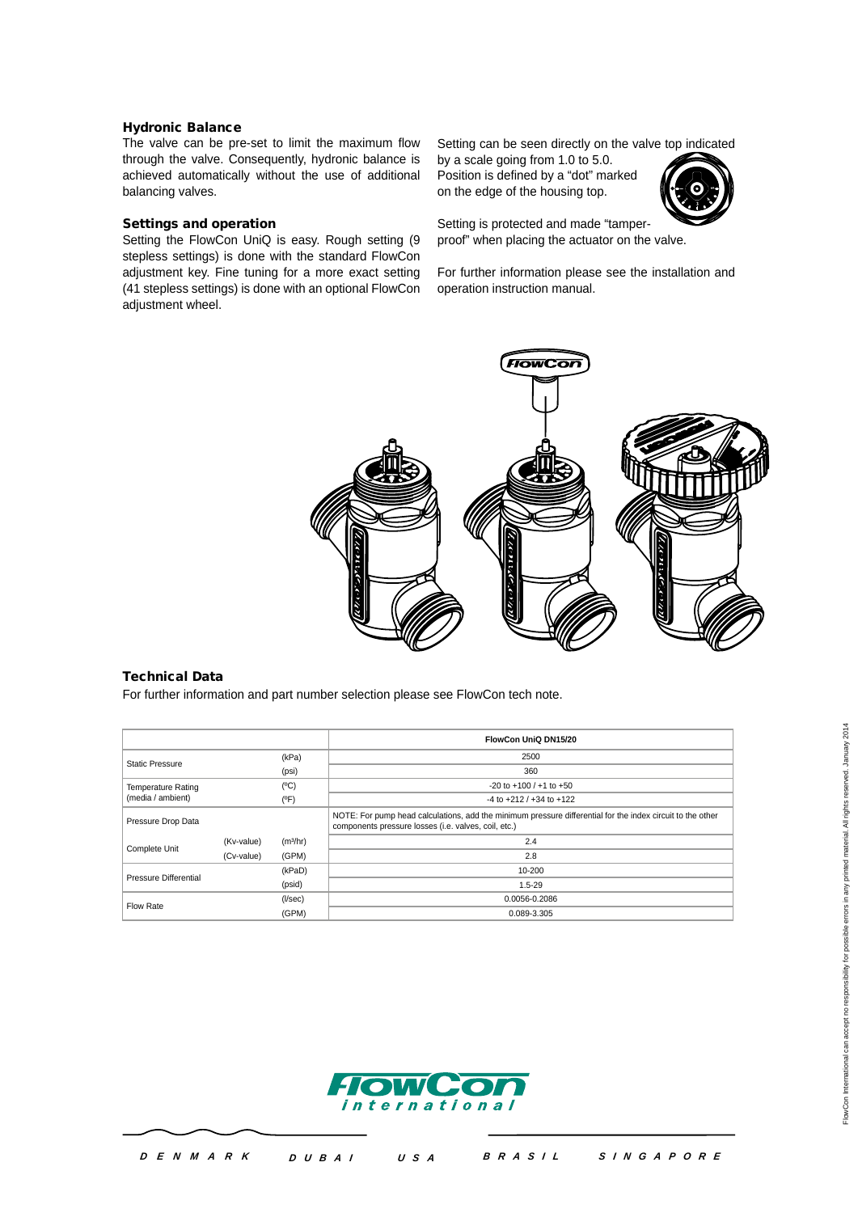### Hydronic Balance

The valve can be pre-set to limit the maximum flow through the valve. Consequently, hydronic balance is achieved automatically without the use of additional balancing valves.

### Settings and operation

Setting the FlowCon UniQ is easy. Rough setting (9 stepless settings) is done with the standard FlowCon adjustment key. Fine tuning for a more exact setting (41 stepless settings) is done with an optional FlowCon adjustment wheel.

Setting can be seen directly on the valve top indicated by a scale going from 1.0 to 5.0. Position is defined by a "dot" marked on the edge of the housing top.

Setting is protected and made "tamper-proof" when placing the actuator on the valve.

For further information please see the installation and operation instruction manual.

### Technical Data

For further information and part number selection please see FlowCon tech note.

| | | | FlowCon UniQ DN15/20 |
|---|---|---|---|
| Static Pressure | | (kPa) | 2500 |
| | | (psi) | 360 |
| Temperature Rating (media / ambient) | | (ºC) | -20 to +100 / +1 to +50 |
| | | (ºF) | -4 to +212 / +34 to +122 |
| Pressure Drop Data | | | NOTE: For pump head calculations, add the minimum pressure differential for the index circuit to the other components pressure losses (i.e. valves, coil, etc.) |
| Complete Unit | (Kv-value) | ($m^3$/hr) | 2.4 |
| | (Cv-value) | (GPM) | 2.8 |
| Pressure Differential | | (kPaD) | 10-200 |
| | | (psid) | 1.5-29 |
| Flow Rate | | (l/sec) | 0.0056-0.2086 |
| | | (GPM) | 0.089-3.305 |

FlowCon international

DENMARK DUBAI USA BRASIL SINGAPORE

FlowCon International can accept no responsibility for possible errors in any printed material. All rights reserved. January 2014